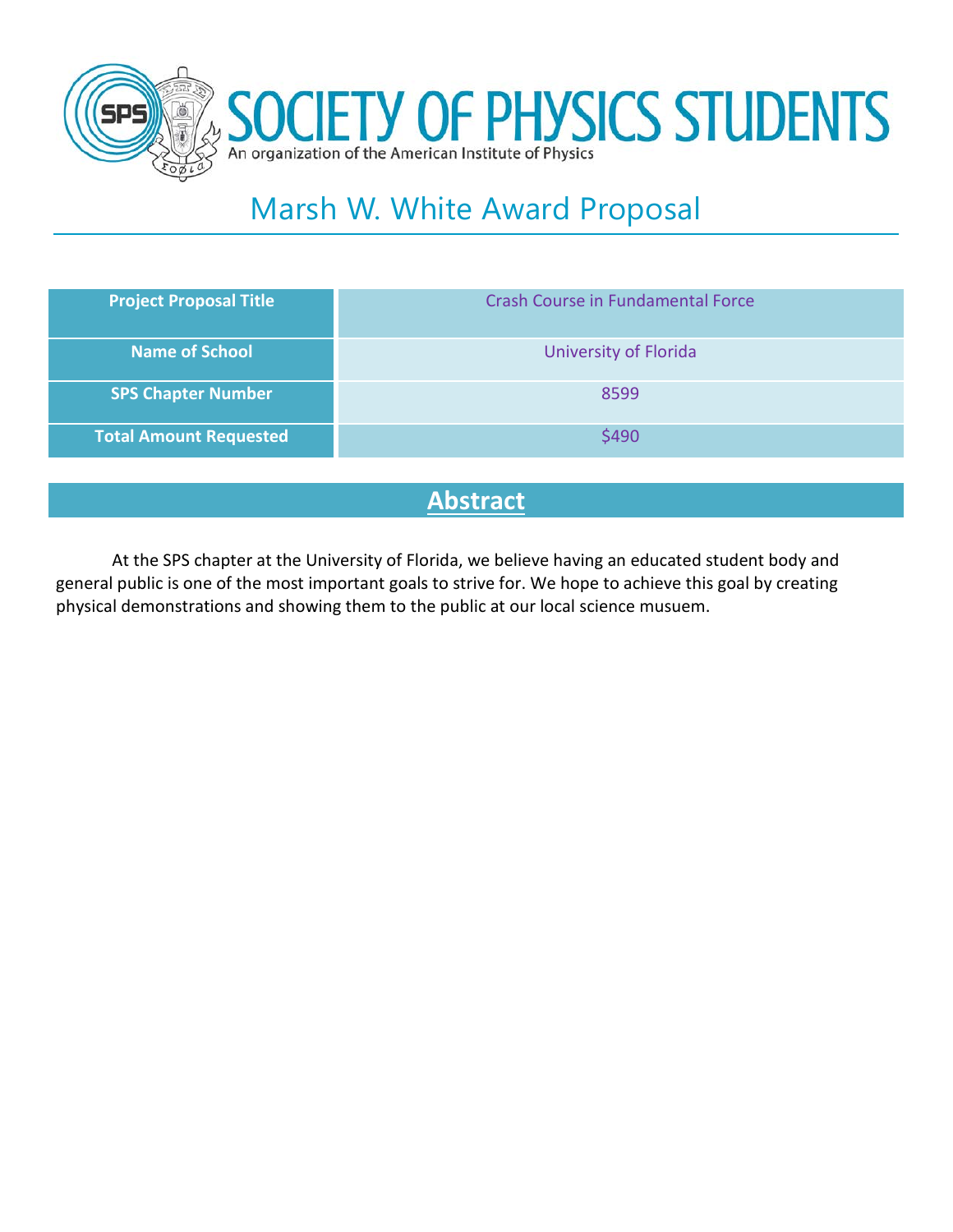# SOCIETY OF PHYSICS STUDENTS

An organization of the American Institute of Physics

## Marsh W. White Award Proposal

| Project Proposal Title | Crash Course in Fundamental Force |
|---|---|
| Name of School | University of Florida |
| SPS Chapter Number | 8599 |
| Total Amount Requested | $490 |

## Abstract

At the SPS chapter at the University of Florida, we believe having an educated student body and general public is one of the most important goals to strive for. We hope to achieve this goal by creating physical demonstrations and showing them to the public at our local science musuem.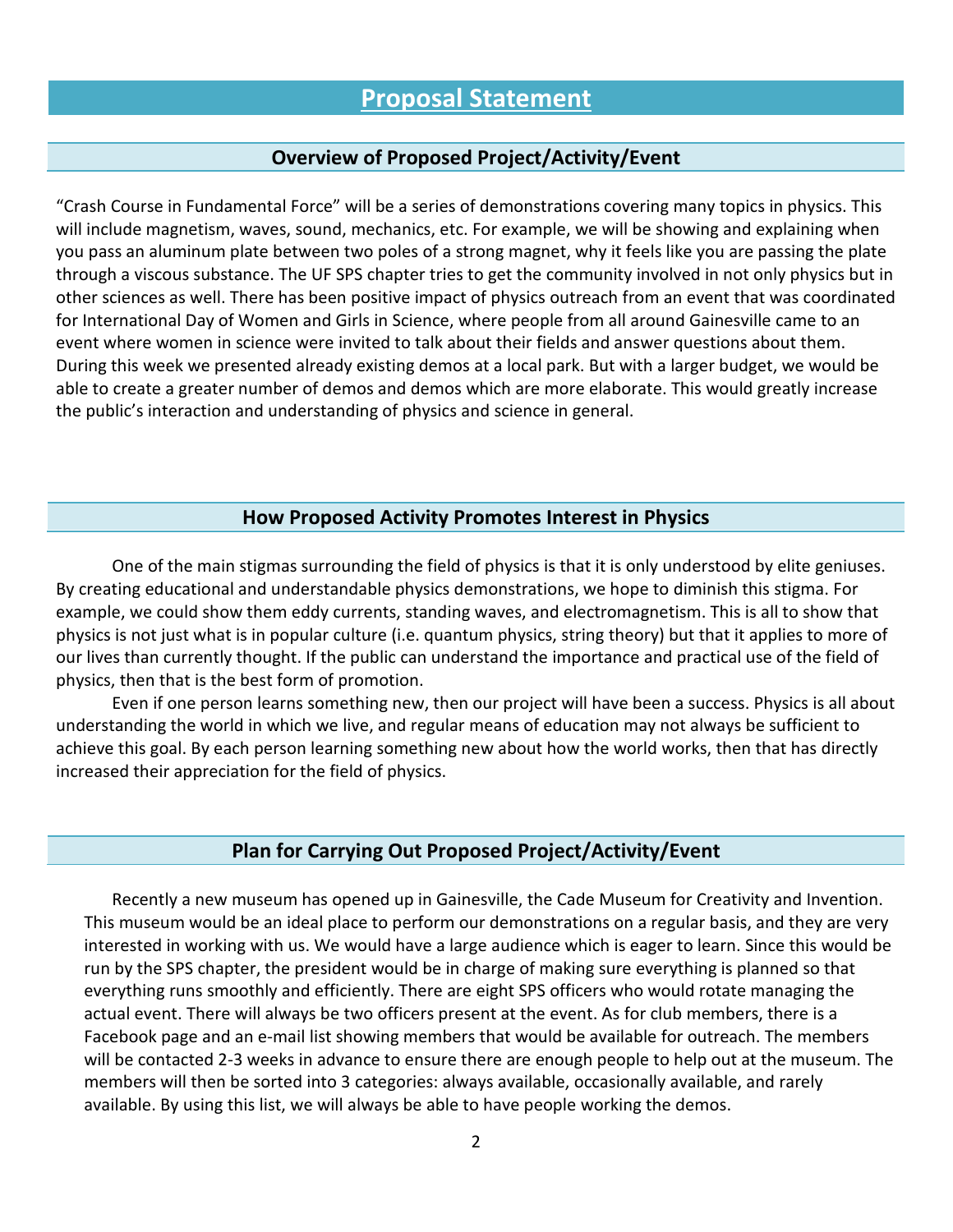# Proposal Statement

## Overview of Proposed Project/Activity/Event

"Crash Course in Fundamental Force" will be a series of demonstrations covering many topics in physics. This will include magnetism, waves, sound, mechanics, etc. For example, we will be showing and explaining when you pass an aluminum plate between two poles of a strong magnet, why it feels like you are passing the plate through a viscous substance. The UF SPS chapter tries to get the community involved in not only physics but in other sciences as well. There has been positive impact of physics outreach from an event that was coordinated for International Day of Women and Girls in Science, where people from all around Gainesville came to an event where women in science were invited to talk about their fields and answer questions about them. During this week we presented already existing demos at a local park. But with a larger budget, we would be able to create a greater number of demos and demos which are more elaborate. This would greatly increase the public's interaction and understanding of physics and science in general.

## How Proposed Activity Promotes Interest in Physics

One of the main stigmas surrounding the field of physics is that it is only understood by elite geniuses. By creating educational and understandable physics demonstrations, we hope to diminish this stigma. For example, we could show them eddy currents, standing waves, and electromagnetism. This is all to show that physics is not just what is in popular culture (i.e. quantum physics, string theory) but that it applies to more of our lives than currently thought. If the public can understand the importance and practical use of the field of physics, then that is the best form of promotion.

Even if one person learns something new, then our project will have been a success. Physics is all about understanding the world in which we live, and regular means of education may not always be sufficient to achieve this goal. By each person learning something new about how the world works, then that has directly increased their appreciation for the field of physics.

## Plan for Carrying Out Proposed Project/Activity/Event

Recently a new museum has opened up in Gainesville, the Cade Museum for Creativity and Invention. This museum would be an ideal place to perform our demonstrations on a regular basis, and they are very interested in working with us. We would have a large audience which is eager to learn. Since this would be run by the SPS chapter, the president would be in charge of making sure everything is planned so that everything runs smoothly and efficiently. There are eight SPS officers who would rotate managing the actual event. There will always be two officers present at the event. As for club members, there is a Facebook page and an e-mail list showing members that would be available for outreach. The members will be contacted 2-3 weeks in advance to ensure there are enough people to help out at the museum. The members will then be sorted into 3 categories: always available, occasionally available, and rarely available. By using this list, we will always be able to have people working the demos.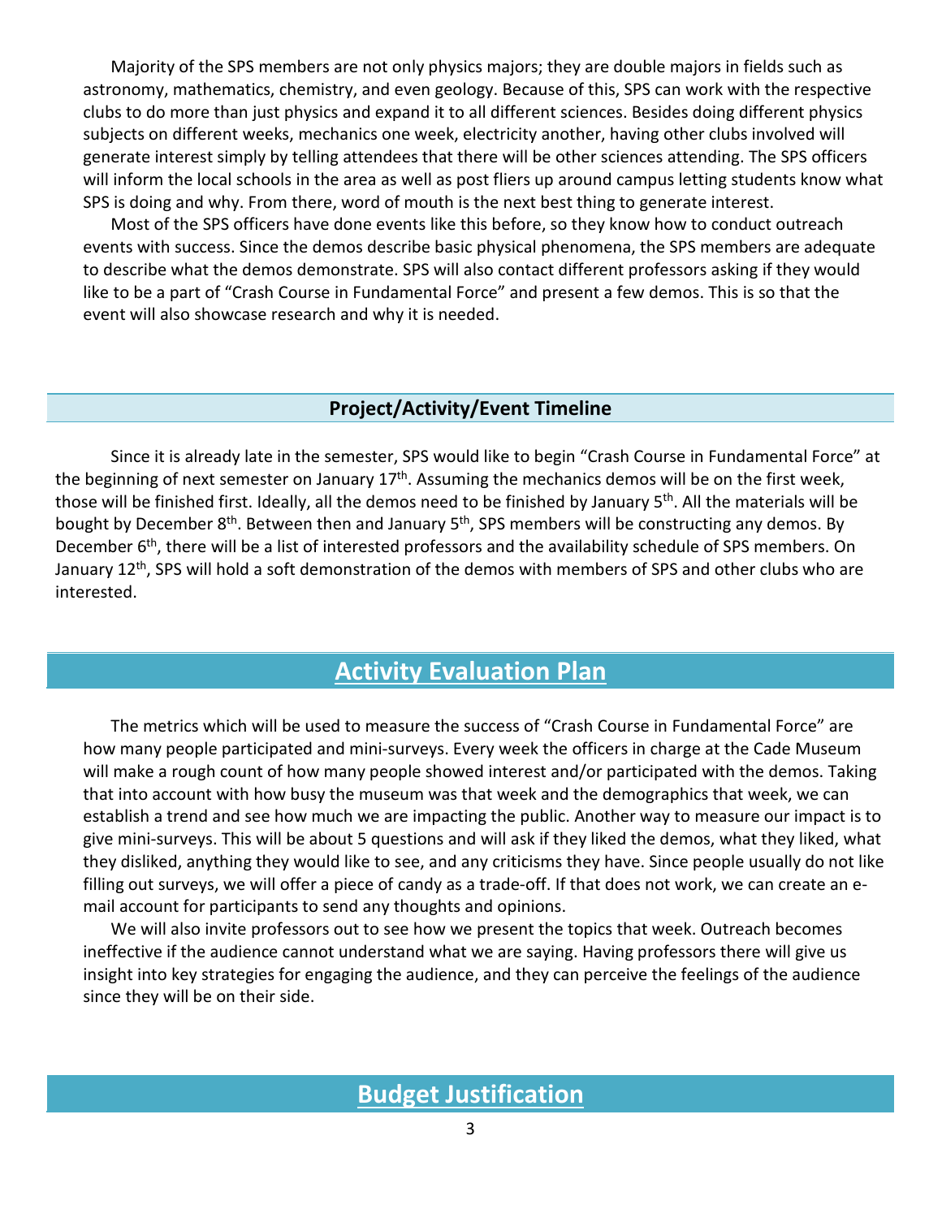Majority of the SPS members are not only physics majors; they are double majors in fields such as astronomy, mathematics, chemistry, and even geology. Because of this, SPS can work with the respective clubs to do more than just physics and expand it to all different sciences. Besides doing different physics subjects on different weeks, mechanics one week, electricity another, having other clubs involved will generate interest simply by telling attendees that there will be other sciences attending. The SPS officers will inform the local schools in the area as well as post fliers up around campus letting students know what SPS is doing and why. From there, word of mouth is the next best thing to generate interest.

Most of the SPS officers have done events like this before, so they know how to conduct outreach events with success. Since the demos describe basic physical phenomena, the SPS members are adequate to describe what the demos demonstrate. SPS will also contact different professors asking if they would like to be a part of "Crash Course in Fundamental Force" and present a few demos. This is so that the event will also showcase research and why it is needed.

### Project/Activity/Event Timeline

Since it is already late in the semester, SPS would like to begin "Crash Course in Fundamental Force" at the beginning of next semester on January 17th. Assuming the mechanics demos will be on the first week, those will be finished first. Ideally, all the demos need to be finished by January 5th. All the materials will be bought by December 8th. Between then and January 5th, SPS members will be constructing any demos. By December 6th, there will be a list of interested professors and the availability schedule of SPS members. On January 12th, SPS will hold a soft demonstration of the demos with members of SPS and other clubs who are interested.

## Activity Evaluation Plan

The metrics which will be used to measure the success of "Crash Course in Fundamental Force" are how many people participated and mini-surveys. Every week the officers in charge at the Cade Museum will make a rough count of how many people showed interest and/or participated with the demos. Taking that into account with how busy the museum was that week and the demographics that week, we can establish a trend and see how much we are impacting the public. Another way to measure our impact is to give mini-surveys. This will be about 5 questions and will ask if they liked the demos, what they liked, what they disliked, anything they would like to see, and any criticisms they have. Since people usually do not like filling out surveys, we will offer a piece of candy as a trade-off. If that does not work, we can create an e-mail account for participants to send any thoughts and opinions.

We will also invite professors out to see how we present the topics that week. Outreach becomes ineffective if the audience cannot understand what we are saying. Having professors there will give us insight into key strategies for engaging the audience, and they can perceive the feelings of the audience since they will be on their side.

## Budget Justification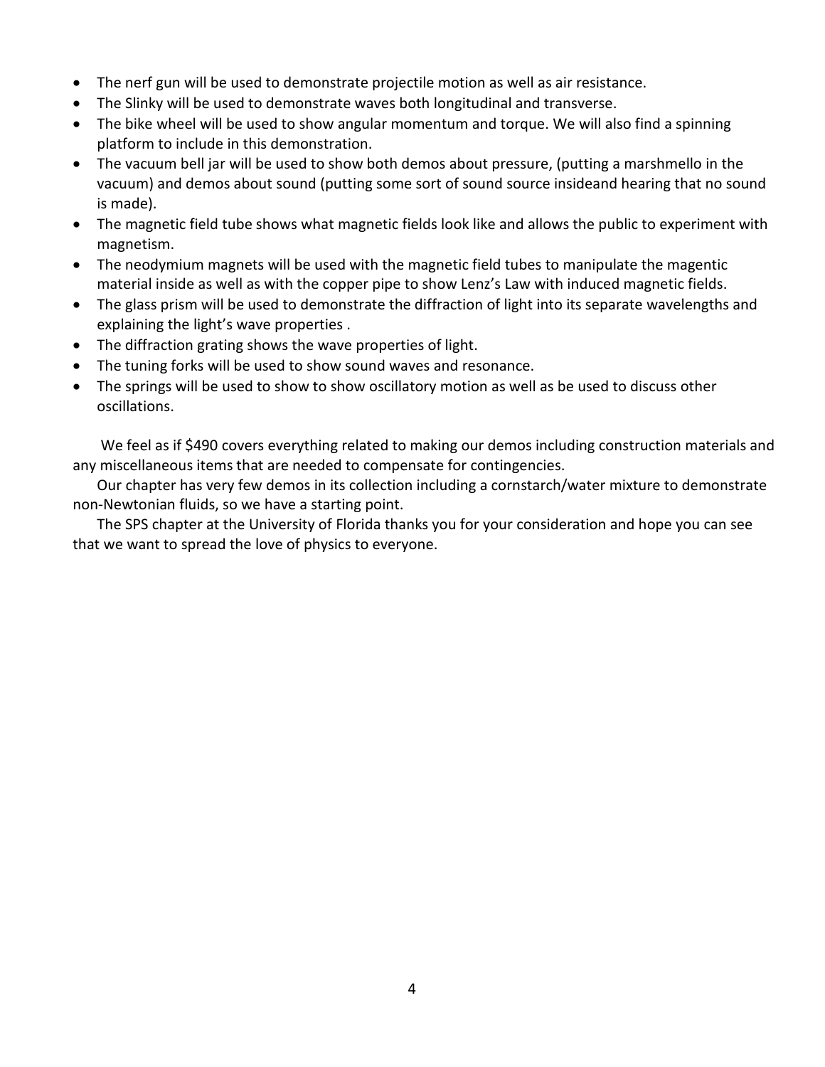- The nerf gun will be used to demonstrate projectile motion as well as air resistance.
- The Slinky will be used to demonstrate waves both longitudinal and transverse.
- The bike wheel will be used to show angular momentum and torque. We will also find a spinning platform to include in this demonstration.
- The vacuum bell jar will be used to show both demos about pressure, (putting a marshmello in the vacuum) and demos about sound (putting some sort of sound source insideand hearing that no sound is made).
- The magnetic field tube shows what magnetic fields look like and allows the public to experiment with magnetism.
- The neodymium magnets will be used with the magnetic field tubes to manipulate the magentic material inside as well as with the copper pipe to show Lenz's Law with induced magnetic fields.
- The glass prism will be used to demonstrate the diffraction of light into its separate wavelengths and explaining the light's wave properties .
- The diffraction grating shows the wave properties of light.
- The tuning forks will be used to show sound waves and resonance.
- The springs will be used to show to show oscillatory motion as well as be used to discuss other oscillations.

We feel as if $490 covers everything related to making our demos including construction materials and any miscellaneous items that are needed to compensate for contingencies.

Our chapter has very few demos in its collection including a cornstarch/water mixture to demonstrate non-Newtonian fluids, so we have a starting point.

The SPS chapter at the University of Florida thanks you for your consideration and hope you can see that we want to spread the love of physics to everyone.